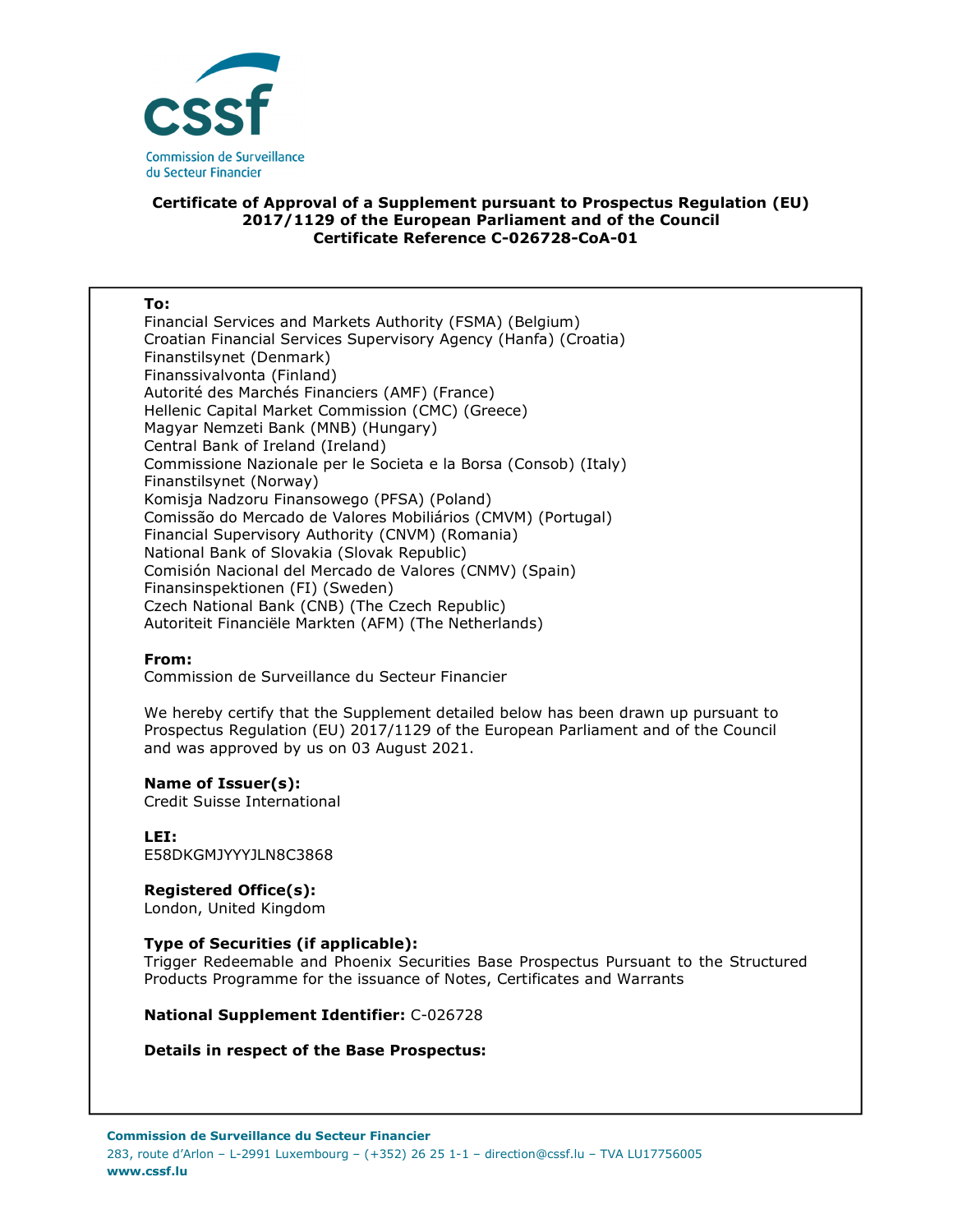**Certificate of Approval of a Supplement pursuant to Prospectus Regulation (EU) 2017/1129 of the European Parliament and of the Council**
**Certificate Reference C-026728-CoA-01**

**To:**
Financial Services and Markets Authority (FSMA) (Belgium)
Croatian Financial Services Supervisory Agency (Hanfa) (Croatia)
Finanstilsynet (Denmark)
Finanssivalvonta (Finland)
Autorité des Marchés Financiers (AMF) (France)
Hellenic Capital Market Commission (CMC) (Greece)
Magyar Nemzeti Bank (MNB) (Hungary)
Central Bank of Ireland (Ireland)
Commissione Nazionale per le Societa e la Borsa (Consob) (Italy)
Finanstilsynet (Norway)
Komisja Nadzoru Finansowego (PFSA) (Poland)
Comissão do Mercado de Valores Mobiliários (CMVM) (Portugal)
Financial Supervisory Authority (CNVM) (Romania)
National Bank of Slovakia (Slovak Republic)
Comisión Nacional del Mercado de Valores (CNMV) (Spain)
Finansinspektionen (FI) (Sweden)
Czech National Bank (CNB) (The Czech Republic)
Autoriteit Financiële Markten (AFM) (The Netherlands)

**From:**
Commission de Surveillance du Secteur Financier

We hereby certify that the Supplement detailed below has been drawn up pursuant to Prospectus Regulation (EU) 2017/1129 of the European Parliament and of the Council and was approved by us on 03 August 2021.

**Name of Issuer(s):**
Credit Suisse International

**LEI:**
E58DKGMJYYYJLN8C3868

**Registered Office(s):**
London, United Kingdom

**Type of Securities (if applicable):**
Trigger Redeemable and Phoenix Securities Base Prospectus Pursuant to the Structured Products Programme for the issuance of Notes, Certificates and Warrants

**National Supplement Identifier:** C-026728

**Details in respect of the Base Prospectus:**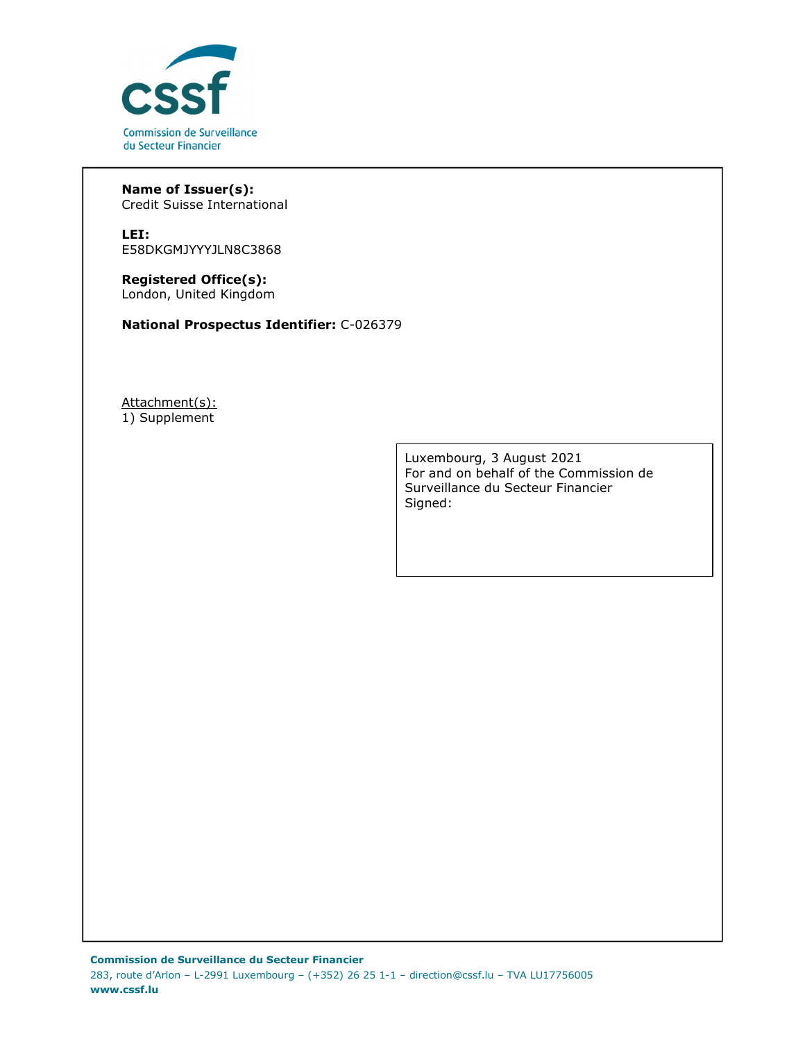**Name of Issuer(s):**
Credit Suisse International

**LEI:**
E58DKGMJYYYJLN8C3868

**Registered Office(s):**
London, United Kingdom

**National Prospectus Identifier:** C-026379

Attachment(s):
1) Supplement

Luxembourg, 3 August 2021
For and on behalf of the Commission de Surveillance du Secteur Financier
Signed:

**Commission de Surveillance du Secteur Financier**
283, route d'Arlon – L-2991 Luxembourg – (+352) 26 25 1-1 – direction@cssf.lu – TVA LU17756005
**www.cssf.lu**